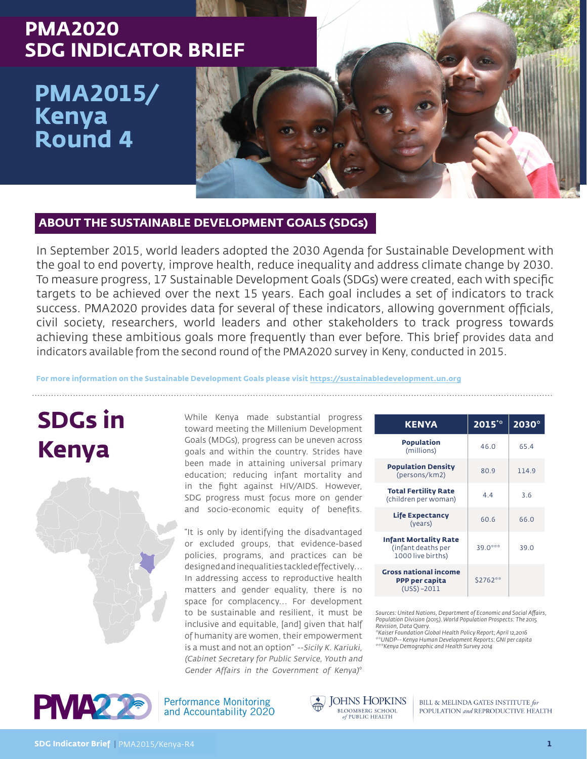# PMA2020 SDG INDICATOR BRIEF

## PMA2015/ Kenya Round 4

### ABOUT THE SUSTAINABLE DEVELOPMENT GOALS (SDGs)

In September 2015, world leaders adopted the 2030 Agenda for Sustainable Development with the goal to end poverty, improve health, reduce inequality and address climate change by 2030. To measure progress, 17 Sustainable Development Goals (SDGs) were created, each with specific targets to be achieved over the next 15 years. Each goal includes a set of indicators to track success. PMA2020 provides data for several of these indicators, allowing government officials, civil society, researchers, world leaders and other stakeholders to track progress towards achieving these ambitious goals more frequently than ever before. This brief provides data and indicators available from the second round of the PMA2020 survey in Keny, conducted in 2015.

**For more information on the Sustainable Development Goals please visit https://sustainabledevelopment.un.org**

## SDGs in Kenya

While Kenya made substantial progress toward meeting the Millenium Development Goals (MDGs), progress can be uneven across goals and within the country. Strides have been made in attaining universal primary education; reducing infant mortality and in the fight against HIV/AIDS. However, SDG progress must focus more on gender and socio-economic equity of benefits.

"It is only by identifying the disadvantaged or excluded groups, that evidence-based policies, programs, and practices can be designed and inequalities tackled effectively... In addressing access to reproductive health matters and gender equality, there is no space for complacency... For development to be sustainable and resilient, it must be inclusive and equitable, [and] given that half of humanity are women, their empowerment is a must and not an option" *--Sicily K. Kariuki, (Cabinet Secretary for Public Service, Youth and Gender Affairs in the Government of Kenya)**

| KENYA | 2015*⁺ | 2030⁺ |
|---|---|---|
| **Population** (millions) | 46.0 | 65.4 |
| **Population Density** (persons/km2) | 80.9 | 114.9 |
| **Total Fertility Rate** (children per woman) | 4.4 | 3.6 |
| **Life Expectancy** (years) | 60.6 | 66.0 |
| **Infant Mortality Rate** (infant deaths per 1000 live births) | 39.0*** | 39.0 |
| **Gross national income PPP per capita** (US$) –2011 | $2762** | |

*Sources: United Nations, Department of Economic and Social Affairs, Population Division (2015). World Population Prospects: The 2015 Revision, Data Query.*
*\*Kaiser Foundation Global Health Policy Report; April 12,2016*
*\*\*UNDP-- Kenya Human Development Reports: GNI per capita*
*\*\*\*Kenya Demographic and Health Survey 2014*

PMA2020 Performance Monitoring and Accountability 2020 | Johns Hopkins Bloomberg School of Public Health | Bill & Melinda Gates Institute for Population and Reproductive Health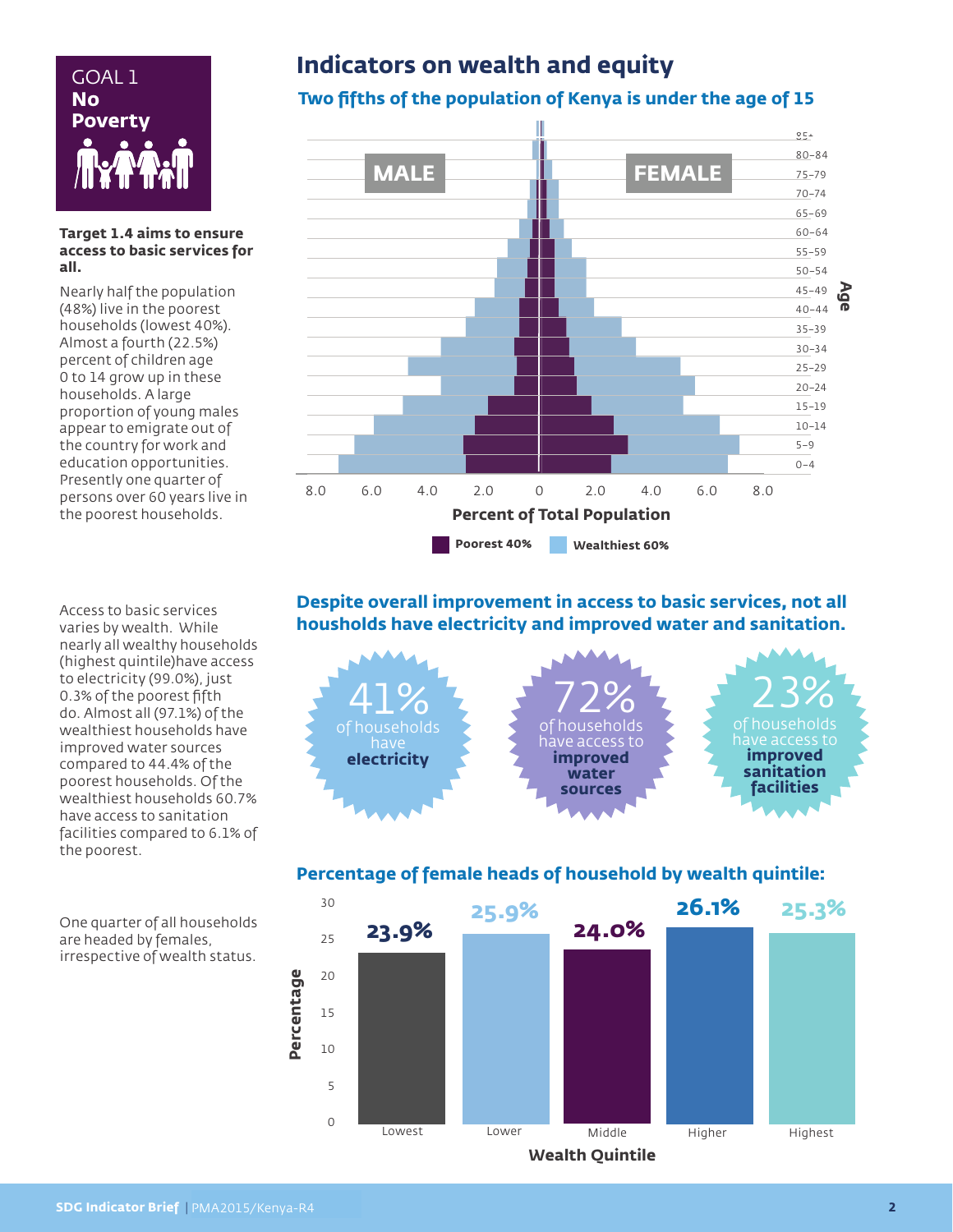# GOAL 1 No Poverty

**Target 1.4 aims to ensure access to basic services for all.**

Nearly half the population (48%) live in the poorest households (lowest 40%). Almost a fourth (22.5%) percent of children age 0 to 14 grow up in these households. A large proportion of young males appear to emigrate out of the country for work and education opportunities. Presently one quarter of persons over 60 years live in the poorest households.

## Indicators on wealth and equity

### Two fifths of the population of Kenya is under the age of 15

MALE | FEMALE

Age: 85+, 80–84, 75–79, 70–74, 65–69, 60–64, 55–59, 50–54, 45–49, 40–44, 35–39, 30–34, 25–29, 20–24, 15–19, 10–14, 5–9, 0–4

8.0 6.0 4.0 2.0 0 2.0 4.0 6.0 8.0

**Percent of Total Population**

Poorest 40% | Wealthiest 60%

Access to basic services varies by wealth. While nearly all wealthy households (highest quintile)have access to electricity (99.0%), just 0.3% of the poorest fifth do. Almost all (97.1%) of the wealthiest households have improved water sources compared to 44.4% of the poorest households. Of the wealthiest households 60.7% have access to sanitation facilities compared to 6.1% of the poorest.

### Despite overall improvement in access to basic services, not all housholds have electricity and improved water and sanitation.

- **41%** of households have **electricity**
- **72%** of households have access to **improved water sources**
- **23%** of households have access to **improved sanitation facilities**

One quarter of all households are headed by females, irrespective of wealth status.

### Percentage of female heads of household by wealth quintile:

| Wealth Quintile | Percentage |
|---|---|
| Lowest | 23.9% |
| Lower | 25.9% |
| Middle | 24.0% |
| Higher | 26.1% |
| Highest | 25.3% |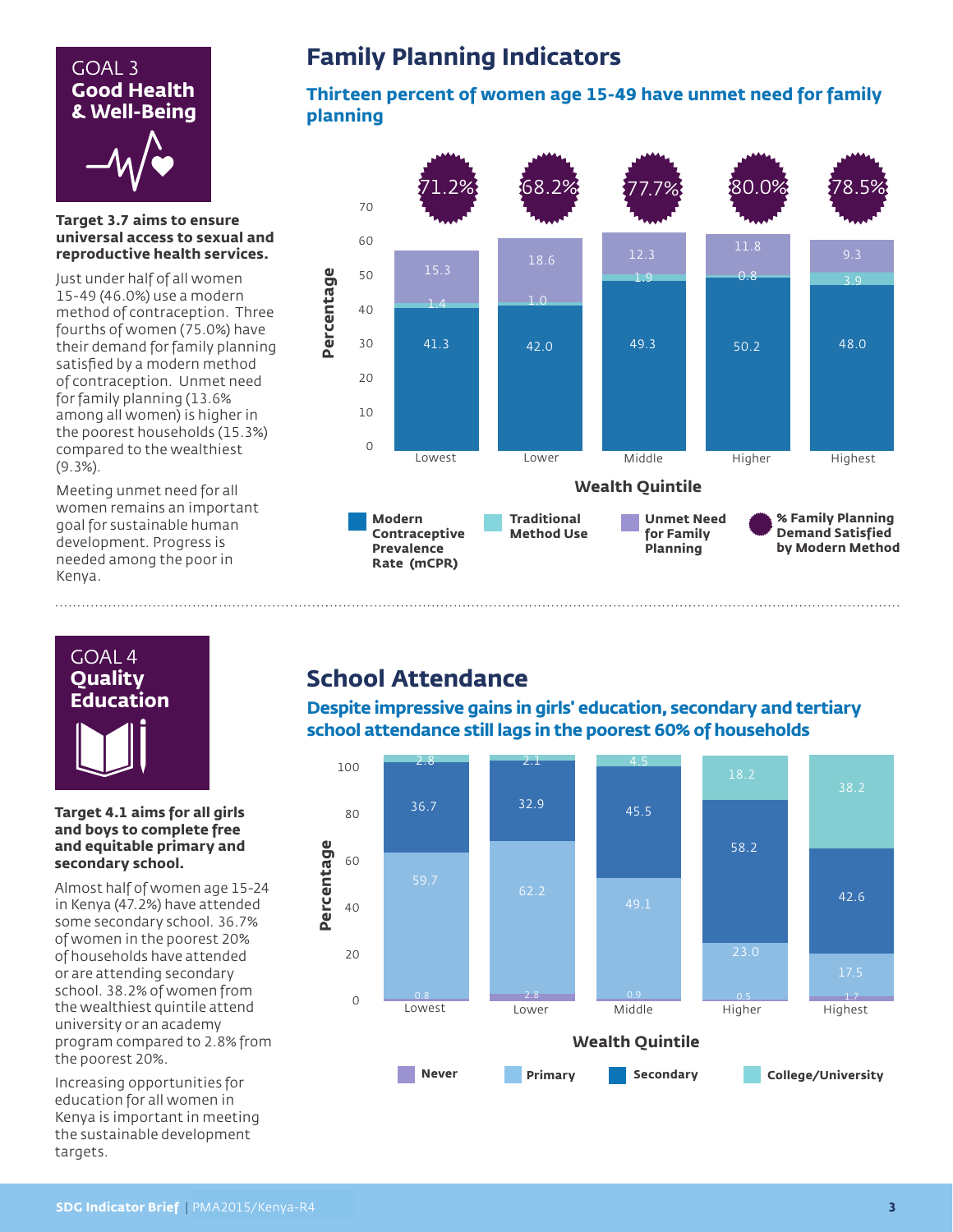## GOAL 3
## Good Health & Well-Being

**Target 3.7 aims to ensure universal access to sexual and reproductive health services.**

Just under half of all women 15-49 (46.0%) use a modern method of contraception. Three fourths of women (75.0%) have their demand for family planning satisfied by a modern method of contraception. Unmet need for family planning (13.6% among all women) is higher in the poorest households (15.3%) compared to the wealthiest (9.3%).

Meeting unmet need for all women remains an important goal for sustainable human development. Progress is needed among the poor in Kenya.

# Family Planning Indicators

### Thirteen percent of women age 15-49 have unmet need for family planning

| Wealth Quintile | Modern Contraceptive Prevalence Rate (mCPR) | Traditional Method Use | Unmet Need for Family Planning | % Family Planning Demand Satisfied by Modern Method |
|---|---|---|---|---|
| Lowest | 41.3 | 1.4 | 15.3 | 71.2% |
| Lower | 42.0 | 1.0 | 18.6 | 68.2% |
| Middle | 49.3 | 1.9 | 12.3 | 77.7% |
| Higher | 50.2 | 0.8 | 11.8 | 80.0% |
| Highest | 48.0 | 3.9 | 9.3 | 78.5% |

## GOAL 4
## Quality Education

**Target 4.1 aims for all girls and boys to complete free and equitable primary and secondary school.**

Almost half of women age 15-24 in Kenya (47.2%) have attended some secondary school. 36.7% of women in the poorest 20% of households have attended or are attending secondary school. 38.2% of women from the wealthiest quintile attend university or an academy program compared to 2.8% from the poorest 20%.

Increasing opportunities for education for all women in Kenya is important in meeting the sustainable development targets.

# School Attendance

### Despite impressive gains in girls' education, secondary and tertiary school attendance still lags in the poorest 60% of households

| Wealth Quintile | Never | Primary | Secondary | College/University |
|---|---|---|---|---|
| Lowest | 0.8 | 59.7 | 36.7 | 2.8 |
| Lower | 2.8 | 62.2 | 32.9 | 2.1 |
| Middle | 0.9 | 49.1 | 45.5 | 4.5 |
| Higher | 0.5 | 23.0 | 58.2 | 18.2 |
| Highest | 1.7 | 17.5 | 42.6 | 38.2 |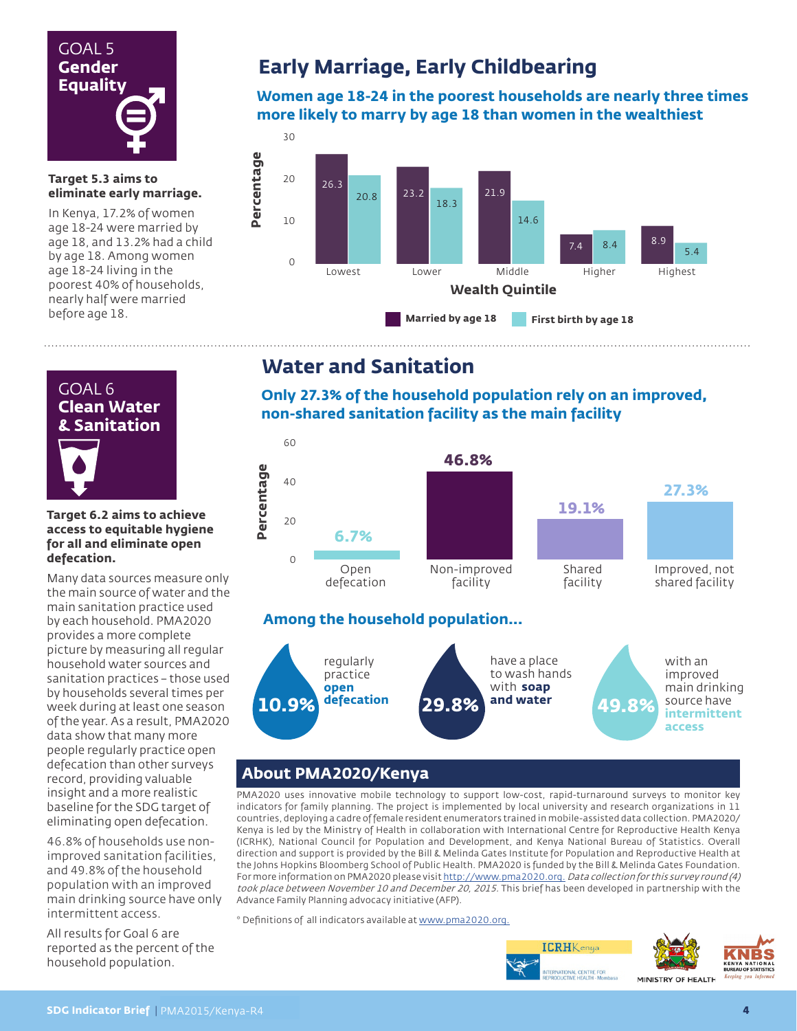GOAL 5 **Gender Equality**

**Target 5.3 aims to eliminate early marriage.**

In Kenya, 17.2% of women age 18-24 were married by age 18, and 13.2% had a child by age 18. Among women age 18-24 living in the poorest 40% of households, nearly half were married before age 18.

## Early Marriage, Early Childbearing

### Women age 18-24 in the poorest households are nearly three times more likely to marry by age 18 than women in the wealthiest

Percentage

30
20
10
0

Lowest: 26.3, 20.8
Lower: 23.2, 18.3
Middle: 21.9, 14.6
Higher: 7.4, 8.4
Highest: 8.9, 5.4

Wealth Quintile

Married by age 18 | First birth by age 18

GOAL 6 **Clean Water & Sanitation**

**Target 6.2 aims to achieve access to equitable hygiene for all and eliminate open defecation.**

Many data sources measure only the main source of water and the main sanitation practice used by each household. PMA2020 provides a more complete picture by measuring all regular household water sources and sanitation practices – those used by households several times per week during at least one season of the year. As a result, PMA2020 data show that many more people regularly practice open defecation than other surveys record, providing valuable insight and a more realistic baseline for the SDG target of eliminating open defecation.

46.8% of households use non-improved sanitation facilities, and 49.8% of the household population with an improved main drinking source have only intermittent access.

All results for Goal 6 are reported as the percent of the household population.

## Water and Sanitation

### Only 27.3% of the household population rely on an improved, non-shared sanitation facility as the main facility

Percentage

60
40
20
0

6.7% Open defecation
46.8% Non-improved facility
19.1% Shared facility
27.3% Improved, not shared facility

### Among the household population...

**10.9%** regularly practice **open defecation**

**29.8%** have a place to wash hands with **soap and water**

**49.8%** with an improved main drinking source have **intermittent access**

## About PMA2020/Kenya

PMA2020 uses innovative mobile technology to support low-cost, rapid-turnaround surveys to monitor key indicators for family planning. The project is implemented by local university and research organizations in 11 countries, deploying a cadre of female resident enumerators trained in mobile-assisted data collection. PMA2020/Kenya is led by the Ministry of Health in collaboration with International Centre for Reproductive Health Kenya (ICRHK), National Council for Population and Development, and Kenya National Bureau of Statistics. Overall direction and support is provided by the Bill & Melinda Gates Institute for Population and Reproductive Health at the Johns Hopkins Bloomberg School of Public Health. PMA2020 is funded by the Bill & Melinda Gates Foundation. For more information on PMA2020 please visit http://www.pma2020.org. *Data collection for this survey round (4) took place between November 10 and December 20, 2015.* This brief has been developed in partnership with the Advance Family Planning advocacy initiative (AFP).

* Definitions of all indicators available at www.pma2020.org.

ICRHKenya INTERNATIONAL CENTRE FOR REPRODUCTIVE HEALTH - Mombasa | MINISTRY OF HEALTH | KNBS KENYA NATIONAL BUREAU OF STATISTICS Keeping you informed